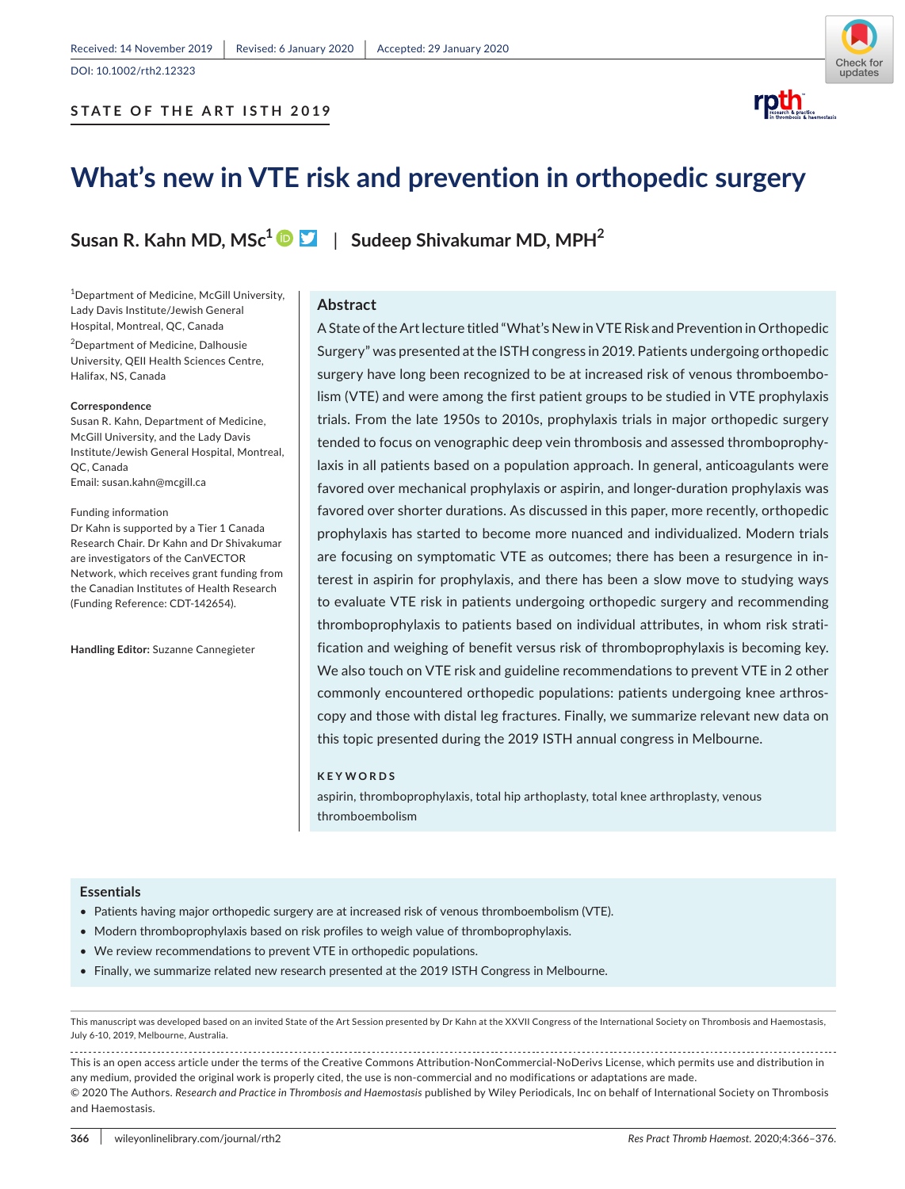Received: 14 November 2019 | Revised: 6 January 2020 | Accepted: 29 January 2020

DOI: 10.1002/rth2.12323

**STATE OF THE ART ISTH 2019**

# What's new in VTE risk and prevention in orthopedic surgery

**Susan R. Kahn MD, MSc**[1] | **Sudeep Shivakumar MD, MPH**[2]

[1]Department of Medicine, McGill University, Lady Davis Institute/Jewish General Hospital, Montreal, QC, Canada

[2]Department of Medicine, Dalhousie University, QEII Health Sciences Centre, Halifax, NS, Canada

**Correspondence**
Susan R. Kahn, Department of Medicine, McGill University, and the Lady Davis Institute/Jewish General Hospital, Montreal, QC, Canada
Email: susan.kahn@mcgill.ca

Funding information
Dr Kahn is supported by a Tier 1 Canada Research Chair. Dr Kahn and Dr Shivakumar are investigators of the CanVECTOR Network, which receives grant funding from the Canadian Institutes of Health Research (Funding Reference: CDT-142654).

**Handling Editor:** Suzanne Cannegieter

## Abstract

A State of the Art lecture titled "What's New in VTE Risk and Prevention in Orthopedic Surgery" was presented at the ISTH congress in 2019. Patients undergoing orthopedic surgery have long been recognized to be at increased risk of venous thromboembolism (VTE) and were among the first patient groups to be studied in VTE prophylaxis trials. From the late 1950s to 2010s, prophylaxis trials in major orthopedic surgery tended to focus on venographic deep vein thrombosis and assessed thromboprophylaxis in all patients based on a population approach. In general, anticoagulants were favored over mechanical prophylaxis or aspirin, and longer-duration prophylaxis was favored over shorter durations. As discussed in this paper, more recently, orthopedic prophylaxis has started to become more nuanced and individualized. Modern trials are focusing on symptomatic VTE as outcomes; there has been a resurgence in interest in aspirin for prophylaxis, and there has been a slow move to studying ways to evaluate VTE risk in patients undergoing orthopedic surgery and recommending thromboprophylaxis to patients based on individual attributes, in whom risk stratification and weighing of benefit versus risk of thromboprophylaxis is becoming key. We also touch on VTE risk and guideline recommendations to prevent VTE in 2 other commonly encountered orthopedic populations: patients undergoing knee arthroscopy and those with distal leg fractures. Finally, we summarize relevant new data on this topic presented during the 2019 ISTH annual congress in Melbourne.

**KEYWORDS**

aspirin, thromboprophylaxis, total hip arthoplasty, total knee arthroplasty, venous thromboembolism

## Essentials

- Patients having major orthopedic surgery are at increased risk of venous thromboembolism (VTE).
- Modern thromboprophylaxis based on risk profiles to weigh value of thromboprophylaxis.
- We review recommendations to prevent VTE in orthopedic populations.
- Finally, we summarize related new research presented at the 2019 ISTH Congress in Melbourne.

This manuscript was developed based on an invited State of the Art Session presented by Dr Kahn at the XXVII Congress of the International Society on Thrombosis and Haemostasis, July 6-10, 2019, Melbourne, Australia.

This is an open access article under the terms of the Creative Commons Attribution-NonCommercial-NoDerivs License, which permits use and distribution in any medium, provided the original work is properly cited, the use is non-commercial and no modifications or adaptations are made.
© 2020 The Authors. *Research and Practice in Thrombosis and Haemostasis* published by Wiley Periodicals, Inc on behalf of International Society on Thrombosis and Haemostasis.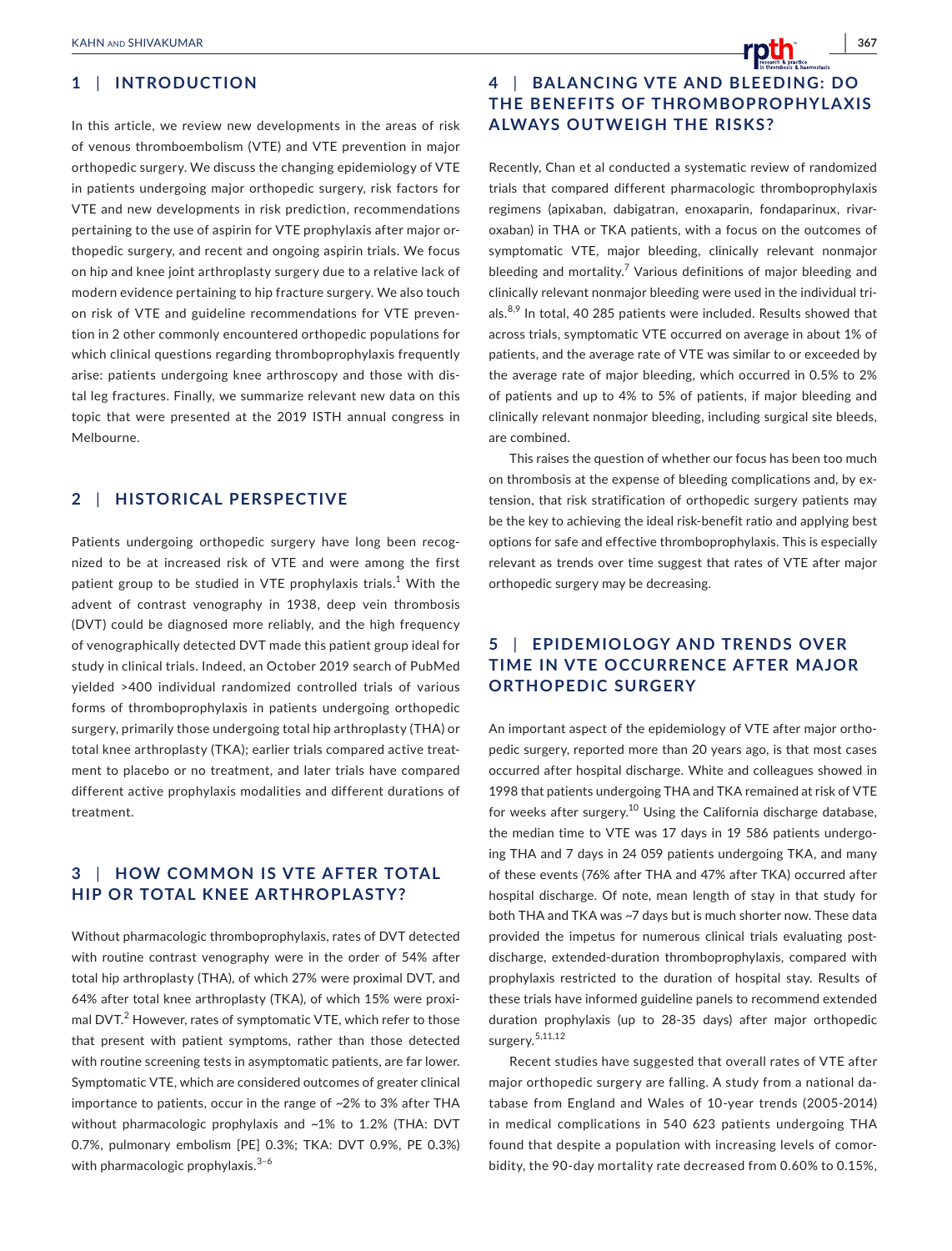## 1 | INTRODUCTION

In this article, we review new developments in the areas of risk of venous thromboembolism (VTE) and VTE prevention in major orthopedic surgery. We discuss the changing epidemiology of VTE in patients undergoing major orthopedic surgery, risk factors for VTE and new developments in risk prediction, recommendations pertaining to the use of aspirin for VTE prophylaxis after major orthopedic surgery, and recent and ongoing aspirin trials. We focus on hip and knee joint arthroplasty surgery due to a relative lack of modern evidence pertaining to hip fracture surgery. We also touch on risk of VTE and guideline recommendations for VTE prevention in 2 other commonly encountered orthopedic populations for which clinical questions regarding thromboprophylaxis frequently arise: patients undergoing knee arthroscopy and those with distal leg fractures. Finally, we summarize relevant new data on this topic that were presented at the 2019 ISTH annual congress in Melbourne.

## 2 | HISTORICAL PERSPECTIVE

Patients undergoing orthopedic surgery have long been recognized to be at increased risk of VTE and were among the first patient group to be studied in VTE prophylaxis trials.[1] With the advent of contrast venography in 1938, deep vein thrombosis (DVT) could be diagnosed more reliably, and the high frequency of venographically detected DVT made this patient group ideal for study in clinical trials. Indeed, an October 2019 search of PubMed yielded >400 individual randomized controlled trials of various forms of thromboprophylaxis in patients undergoing orthopedic surgery, primarily those undergoing total hip arthroplasty (THA) or total knee arthroplasty (TKA); earlier trials compared active treatment to placebo or no treatment, and later trials have compared different active prophylaxis modalities and different durations of treatment.

## 3 | HOW COMMON IS VTE AFTER TOTAL HIP OR TOTAL KNEE ARTHROPLASTY?

Without pharmacologic thromboprophylaxis, rates of DVT detected with routine contrast venography were in the order of 54% after total hip arthroplasty (THA), of which 27% were proximal DVT, and 64% after total knee arthroplasty (TKA), of which 15% were proximal DVT.[2] However, rates of symptomatic VTE, which refer to those that present with patient symptoms, rather than those detected with routine screening tests in asymptomatic patients, are far lower. Symptomatic VTE, which are considered outcomes of greater clinical importance to patients, occur in the range of ~2% to 3% after THA without pharmacologic prophylaxis and ~1% to 1.2% (THA: DVT 0.7%, pulmonary embolism [PE] 0.3%; TKA: DVT 0.9%, PE 0.3%) with pharmacologic prophylaxis.[3–6]

## 4 | BALANCING VTE AND BLEEDING: DO THE BENEFITS OF THROMBOPROPHYLAXIS ALWAYS OUTWEIGH THE RISKS?

Recently, Chan et al conducted a systematic review of randomized trials that compared different pharmacologic thromboprophylaxis regimens (apixaban, dabigatran, enoxaparin, fondaparinux, rivaroxaban) in THA or TKA patients, with a focus on the outcomes of symptomatic VTE, major bleeding, clinically relevant nonmajor bleeding and mortality.[7] Various definitions of major bleeding and clinically relevant nonmajor bleeding were used in the individual trials.[8,9] In total, 40 285 patients were included. Results showed that across trials, symptomatic VTE occurred on average in about 1% of patients, and the average rate of VTE was similar to or exceeded by the average rate of major bleeding, which occurred in 0.5% to 2% of patients and up to 4% to 5% of patients, if major bleeding and clinically relevant nonmajor bleeding, including surgical site bleeds, are combined.

This raises the question of whether our focus has been too much on thrombosis at the expense of bleeding complications and, by extension, that risk stratification of orthopedic surgery patients may be the key to achieving the ideal risk-benefit ratio and applying best options for safe and effective thromboprophylaxis. This is especially relevant as trends over time suggest that rates of VTE after major orthopedic surgery may be decreasing.

## 5 | EPIDEMIOLOGY AND TRENDS OVER TIME IN VTE OCCURRENCE AFTER MAJOR ORTHOPEDIC SURGERY

An important aspect of the epidemiology of VTE after major orthopedic surgery, reported more than 20 years ago, is that most cases occurred after hospital discharge. White and colleagues showed in 1998 that patients undergoing THA and TKA remained at risk of VTE for weeks after surgery.[10] Using the California discharge database, the median time to VTE was 17 days in 19 586 patients undergoing THA and 7 days in 24 059 patients undergoing TKA, and many of these events (76% after THA and 47% after TKA) occurred after hospital discharge. Of note, mean length of stay in that study for both THA and TKA was ~7 days but is much shorter now. These data provided the impetus for numerous clinical trials evaluating post-discharge, extended-duration thromboprophylaxis, compared with prophylaxis restricted to the duration of hospital stay. Results of these trials have informed guideline panels to recommend extended duration prophylaxis (up to 28-35 days) after major orthopedic surgery.[5,11,12]

Recent studies have suggested that overall rates of VTE after major orthopedic surgery are falling. A study from a national database from England and Wales of 10-year trends (2005-2014) in medical complications in 540 623 patients undergoing THA found that despite a population with increasing levels of comorbidity, the 90-day mortality rate decreased from 0.60% to 0.15%,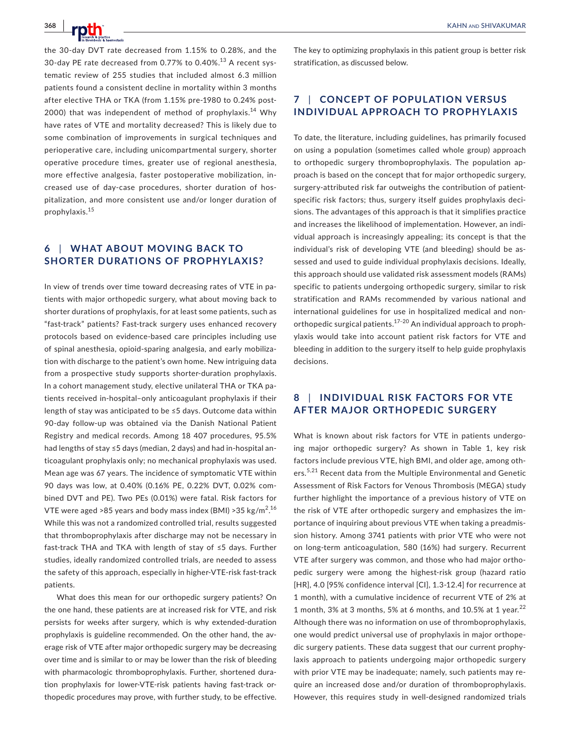the 30-day DVT rate decreased from 1.15% to 0.28%, and the 30-day PE rate decreased from 0.77% to 0.40%.[13] A recent systematic review of 255 studies that included almost 6.3 million patients found a consistent decline in mortality within 3 months after elective THA or TKA (from 1.15% pre-1980 to 0.24% post-2000) that was independent of method of prophylaxis.[14] Why have rates of VTE and mortality decreased? This is likely due to some combination of improvements in surgical techniques and perioperative care, including unicompartmental surgery, shorter operative procedure times, greater use of regional anesthesia, more effective analgesia, faster postoperative mobilization, increased use of day-case procedures, shorter duration of hospitalization, and more consistent use and/or longer duration of prophylaxis.[15]

## 6 | WHAT ABOUT MOVING BACK TO SHORTER DURATIONS OF PROPHYLAXIS?

In view of trends over time toward decreasing rates of VTE in patients with major orthopedic surgery, what about moving back to shorter durations of prophylaxis, for at least some patients, such as "fast-track" patients? Fast-track surgery uses enhanced recovery protocols based on evidence-based care principles including use of spinal anesthesia, opioid-sparing analgesia, and early mobilization with discharge to the patient's own home. New intriguing data from a prospective study supports shorter-duration prophylaxis. In a cohort management study, elective unilateral THA or TKA patients received in-hospital–only anticoagulant prophylaxis if their length of stay was anticipated to be ≤5 days. Outcome data within 90-day follow-up was obtained via the Danish National Patient Registry and medical records. Among 18 407 procedures, 95.5% had lengths of stay ≤5 days (median, 2 days) and had in-hospital anticoagulant prophylaxis only; no mechanical prophylaxis was used. Mean age was 67 years. The incidence of symptomatic VTE within 90 days was low, at 0.40% (0.16% PE, 0.22% DVT, 0.02% combined DVT and PE). Two PEs (0.01%) were fatal. Risk factors for VTE were aged >85 years and body mass index (BMI) >35 kg/m$^2$.[16] While this was not a randomized controlled trial, results suggested that thromboprophylaxis after discharge may not be necessary in fast-track THA and TKA with length of stay of ≤5 days. Further studies, ideally randomized controlled trials, are needed to assess the safety of this approach, especially in higher-VTE-risk fast-track patients.

What does this mean for our orthopedic surgery patients? On the one hand, these patients are at increased risk for VTE, and risk persists for weeks after surgery, which is why extended-duration prophylaxis is guideline recommended. On the other hand, the average risk of VTE after major orthopedic surgery may be decreasing over time and is similar to or may be lower than the risk of bleeding with pharmacologic thromboprophylaxis. Further, shortened duration prophylaxis for lower-VTE-risk patients having fast-track orthopedic procedures may prove, with further study, to be effective. The key to optimizing prophylaxis in this patient group is better risk stratification, as discussed below.

## 7 | CONCEPT OF POPULATION VERSUS INDIVIDUAL APPROACH TO PROPHYLAXIS

To date, the literature, including guidelines, has primarily focused on using a population (sometimes called whole group) approach to orthopedic surgery thromboprophylaxis. The population approach is based on the concept that for major orthopedic surgery, surgery-attributed risk far outweighs the contribution of patient-specific risk factors; thus, surgery itself guides prophylaxis decisions. The advantages of this approach is that it simplifies practice and increases the likelihood of implementation. However, an individual approach is increasingly appealing; its concept is that the individual's risk of developing VTE (and bleeding) should be assessed and used to guide individual prophylaxis decisions. Ideally, this approach should use validated risk assessment models (RAMs) specific to patients undergoing orthopedic surgery, similar to risk stratification and RAMs recommended by various national and international guidelines for use in hospitalized medical and non-orthopedic surgical patients.[17-20] An individual approach to prophylaxis would take into account patient risk factors for VTE and bleeding in addition to the surgery itself to help guide prophylaxis decisions.

## 8 | INDIVIDUAL RISK FACTORS FOR VTE AFTER MAJOR ORTHOPEDIC SURGERY

What is known about risk factors for VTE in patients undergoing major orthopedic surgery? As shown in Table 1, key risk factors include previous VTE, high BMI, and older age, among others.[5,21] Recent data from the Multiple Environmental and Genetic Assessment of Risk Factors for Venous Thrombosis (MEGA) study further highlight the importance of a previous history of VTE on the risk of VTE after orthopedic surgery and emphasizes the importance of inquiring about previous VTE when taking a preadmission history. Among 3741 patients with prior VTE who were not on long-term anticoagulation, 580 (16%) had surgery. Recurrent VTE after surgery was common, and those who had major orthopedic surgery were among the highest-risk group (hazard ratio [HR], 4.0 [95% confidence interval [CI], 1.3-12.4] for recurrence at 1 month), with a cumulative incidence of recurrent VTE of 2% at 1 month, 3% at 3 months, 5% at 6 months, and 10.5% at 1 year.[22] Although there was no information on use of thromboprophylaxis, one would predict universal use of prophylaxis in major orthopedic surgery patients. These data suggest that our current prophylaxis approach to patients undergoing major orthopedic surgery with prior VTE may be inadequate; namely, such patients may require an increased dose and/or duration of thromboprophylaxis. However, this requires study in well-designed randomized trials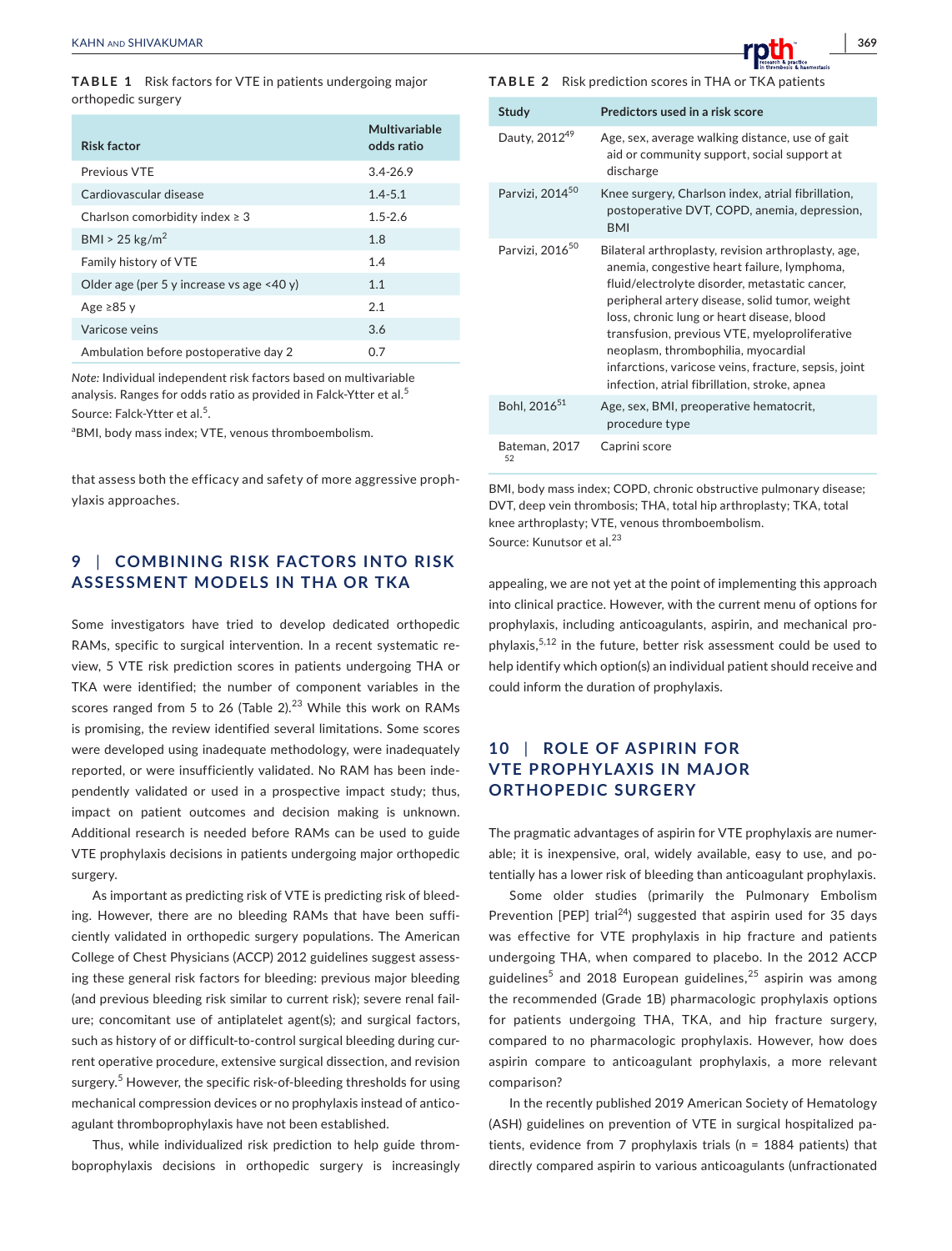**TABLE 1** Risk factors for VTE in patients undergoing major orthopedic surgery

| Risk factor | Multivariable odds ratio |
|---|---|
| Previous VTE | 3.4-26.9 |
| Cardiovascular disease | 1.4-5.1 |
| Charlson comorbidity index ≥ 3 | 1.5-2.6 |
| BMI > 25 kg/m$^2$ | 1.8 |
| Family history of VTE | 1.4 |
| Older age (per 5 y increase vs age <40 y) | 1.1 |
| Age ≥85 y | 2.1 |
| Varicose veins | 3.6 |
| Ambulation before postoperative day 2 | 0.7 |

*Note:* Individual independent risk factors based on multivariable analysis. Ranges for odds ratio as provided in Falck-Ytter et al.[5]
Source: Falck-Ytter et al.[5].
[a]BMI, body mass index; VTE, venous thromboembolism.

that assess both the efficacy and safety of more aggressive prophylaxis approaches.

## 9 | COMBINING RISK FACTORS INTO RISK ASSESSMENT MODELS IN THA OR TKA

Some investigators have tried to develop dedicated orthopedic RAMs, specific to surgical intervention. In a recent systematic review, 5 VTE risk prediction scores in patients undergoing THA or TKA were identified; the number of component variables in the scores ranged from 5 to 26 (Table 2).[23] While this work on RAMs is promising, the review identified several limitations. Some scores were developed using inadequate methodology, were inadequately reported, or were insufficiently validated. No RAM has been independently validated or used in a prospective impact study; thus, impact on patient outcomes and decision making is unknown. Additional research is needed before RAMs can be used to guide VTE prophylaxis decisions in patients undergoing major orthopedic surgery.

As important as predicting risk of VTE is predicting risk of bleeding. However, there are no bleeding RAMs that have been sufficiently validated in orthopedic surgery populations. The American College of Chest Physicians (ACCP) 2012 guidelines suggest assessing these general risk factors for bleeding: previous major bleeding (and previous bleeding risk similar to current risk); severe renal failure; concomitant use of antiplatelet agent(s); and surgical factors, such as history of or difficult-to-control surgical bleeding during current operative procedure, extensive surgical dissection, and revision surgery.[5] However, the specific risk-of-bleeding thresholds for using mechanical compression devices or no prophylaxis instead of anticoagulant thromboprophylaxis have not been established.

Thus, while individualized risk prediction to help guide thromboprophylaxis decisions in orthopedic surgery is increasingly appealing, we are not yet at the point of implementing this approach into clinical practice. However, with the current menu of options for prophylaxis, including anticoagulants, aspirin, and mechanical prophylaxis,[5,12] in the future, better risk assessment could be used to help identify which option(s) an individual patient should receive and could inform the duration of prophylaxis.

**TABLE 2** Risk prediction scores in THA or TKA patients

| Study | Predictors used in a risk score |
|---|---|
| Dauty, 2012[49] | Age, sex, average walking distance, use of gait aid or community support, social support at discharge |
| Parvizi, 2014[50] | Knee surgery, Charlson index, atrial fibrillation, postoperative DVT, COPD, anemia, depression, BMI |
| Parvizi, 2016[50] | Bilateral arthroplasty, revision arthroplasty, age, anemia, congestive heart failure, lymphoma, fluid/electrolyte disorder, metastatic cancer, peripheral artery disease, solid tumor, weight loss, chronic lung or heart disease, blood transfusion, previous VTE, myeloproliferative neoplasm, thrombophilia, myocardial infarctions, varicose veins, fracture, sepsis, joint infection, atrial fibrillation, stroke, apnea |
| Bohl, 2016[51] | Age, sex, BMI, preoperative hematocrit, procedure type |
| Bateman, 2017[52] | Caprini score |

BMI, body mass index; COPD, chronic obstructive pulmonary disease; DVT, deep vein thrombosis; THA, total hip arthroplasty; TKA, total knee arthroplasty; VTE, venous thromboembolism.
Source: Kunutsor et al.[23]

## 10 | ROLE OF ASPIRIN FOR VTE PROPHYLAXIS IN MAJOR ORTHOPEDIC SURGERY

The pragmatic advantages of aspirin for VTE prophylaxis are numerable; it is inexpensive, oral, widely available, easy to use, and potentially has a lower risk of bleeding than anticoagulant prophylaxis.

Some older studies (primarily the Pulmonary Embolism Prevention [PEP] trial[24]) suggested that aspirin used for 35 days was effective for VTE prophylaxis in hip fracture and patients undergoing THA, when compared to placebo. In the 2012 ACCP guidelines[5] and 2018 European guidelines,[25] aspirin was among the recommended (Grade 1B) pharmacologic prophylaxis options for patients undergoing THA, TKA, and hip fracture surgery, compared to no pharmacologic prophylaxis. However, how does aspirin compare to anticoagulant prophylaxis, a more relevant comparison?

In the recently published 2019 American Society of Hematology (ASH) guidelines on prevention of VTE in surgical hospitalized patients, evidence from 7 prophylaxis trials (n = 1884 patients) that directly compared aspirin to various anticoagulants (unfractionated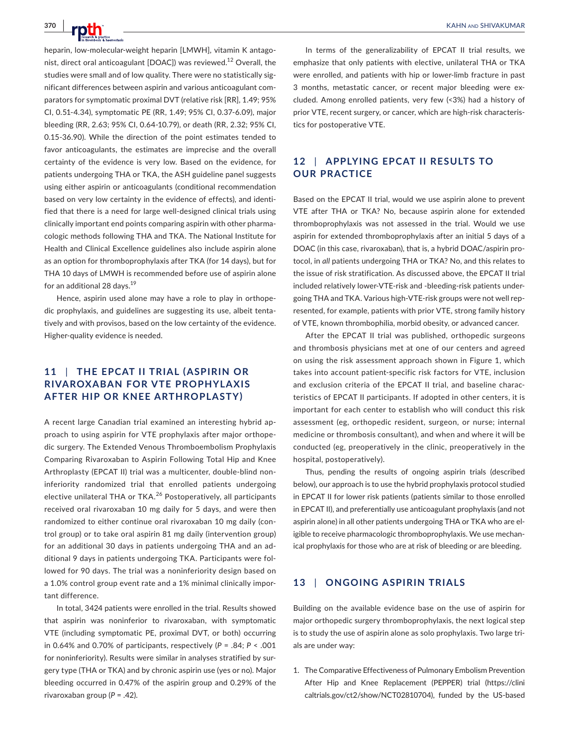heparin, low-molecular-weight heparin [LMWH], vitamin K antagonist, direct oral anticoagulant [DOAC]) was reviewed.[12] Overall, the studies were small and of low quality. There were no statistically significant differences between aspirin and various anticoagulant comparators for symptomatic proximal DVT (relative risk [RR], 1.49; 95% CI, 0.51-4.34), symptomatic PE (RR, 1.49; 95% CI, 0.37-6.09), major bleeding (RR, 2.63; 95% CI, 0.64-10.79), or death (RR, 2.32; 95% CI, 0.15-36.90). While the direction of the point estimates tended to favor anticoagulants, the estimates are imprecise and the overall certainty of the evidence is very low. Based on the evidence, for patients undergoing THA or TKA, the ASH guideline panel suggests using either aspirin or anticoagulants (conditional recommendation based on very low certainty in the evidence of effects), and identified that there is a need for large well-designed clinical trials using clinically important end points comparing aspirin with other pharmacologic methods following THA and TKA. The National Institute for Health and Clinical Excellence guidelines also include aspirin alone as an option for thromboprophylaxis after TKA (for 14 days), but for THA 10 days of LMWH is recommended before use of aspirin alone for an additional 28 days.[19]

Hence, aspirin used alone may have a role to play in orthopedic prophylaxis, and guidelines are suggesting its use, albeit tentatively and with provisos, based on the low certainty of the evidence. Higher-quality evidence is needed.

## 11 | THE EPCAT II TRIAL (ASPIRIN OR RIVAROXABAN FOR VTE PROPHYLAXIS AFTER HIP OR KNEE ARTHROPLASTY)

A recent large Canadian trial examined an interesting hybrid approach to using aspirin for VTE prophylaxis after major orthopedic surgery. The Extended Venous Thromboembolism Prophylaxis Comparing Rivaroxaban to Aspirin Following Total Hip and Knee Arthroplasty (EPCAT II) trial was a multicenter, double-blind noninferiority randomized trial that enrolled patients undergoing elective unilateral THA or TKA.[26] Postoperatively, all participants received oral rivaroxaban 10 mg daily for 5 days, and were then randomized to either continue oral rivaroxaban 10 mg daily (control group) or to take oral aspirin 81 mg daily (intervention group) for an additional 30 days in patients undergoing THA and an additional 9 days in patients undergoing TKA. Participants were followed for 90 days. The trial was a noninferiority design based on a 1.0% control group event rate and a 1% minimal clinically important difference.

In total, 3424 patients were enrolled in the trial. Results showed that aspirin was noninferior to rivaroxaban, with symptomatic VTE (including symptomatic PE, proximal DVT, or both) occurring in 0.64% and 0.70% of participants, respectively ($P = .84$; $P < .001$ for noninferiority). Results were similar in analyses stratified by surgery type (THA or TKA) and by chronic aspirin use (yes or no). Major bleeding occurred in 0.47% of the aspirin group and 0.29% of the rivaroxaban group ($P = .42$).

In terms of the generalizability of EPCAT II trial results, we emphasize that only patients with elective, unilateral THA or TKA were enrolled, and patients with hip or lower-limb fracture in past 3 months, metastatic cancer, or recent major bleeding were excluded. Among enrolled patients, very few (<3%) had a history of prior VTE, recent surgery, or cancer, which are high-risk characteristics for postoperative VTE.

## 12 | APPLYING EPCAT II RESULTS TO OUR PRACTICE

Based on the EPCAT II trial, would we use aspirin alone to prevent VTE after THA or TKA? No, because aspirin alone for extended thromboprophylaxis was not assessed in the trial. Would we use aspirin for extended thromboprophylaxis after an initial 5 days of a DOAC (in this case, rivaroxaban), that is, a hybrid DOAC/aspirin protocol, in *all* patients undergoing THA or TKA? No, and this relates to the issue of risk stratification. As discussed above, the EPCAT II trial included relatively lower-VTE-risk and -bleeding-risk patients undergoing THA and TKA. Various high-VTE-risk groups were not well represented, for example, patients with prior VTE, strong family history of VTE, known thrombophilia, morbid obesity, or advanced cancer.

After the EPCAT II trial was published, orthopedic surgeons and thrombosis physicians met at one of our centers and agreed on using the risk assessment approach shown in Figure 1, which takes into account patient-specific risk factors for VTE, inclusion and exclusion criteria of the EPCAT II trial, and baseline characteristics of EPCAT II participants. If adopted in other centers, it is important for each center to establish who will conduct this risk assessment (eg, orthopedic resident, surgeon, or nurse; internal medicine or thrombosis consultant), and when and where it will be conducted (eg, preoperatively in the clinic, preoperatively in the hospital, postoperatively).

Thus, pending the results of ongoing aspirin trials (described below), our approach is to use the hybrid prophylaxis protocol studied in EPCAT II for lower risk patients (patients similar to those enrolled in EPCAT II), and preferentially use anticoagulant prophylaxis (and not aspirin alone) in all other patients undergoing THA or TKA who are eligible to receive pharmacologic thromboprophylaxis. We use mechanical prophylaxis for those who are at risk of bleeding or are bleeding.

## 13 | ONGOING ASPIRIN TRIALS

Building on the available evidence base on the use of aspirin for major orthopedic surgery thromboprophylaxis, the next logical step is to study the use of aspirin alone as solo prophylaxis. Two large trials are under way:

1. The Comparative Effectiveness of Pulmonary Embolism Prevention After Hip and Knee Replacement (PEPPER) trial (https://clinicaltrials.gov/ct2/show/NCT02810704), funded by the US-based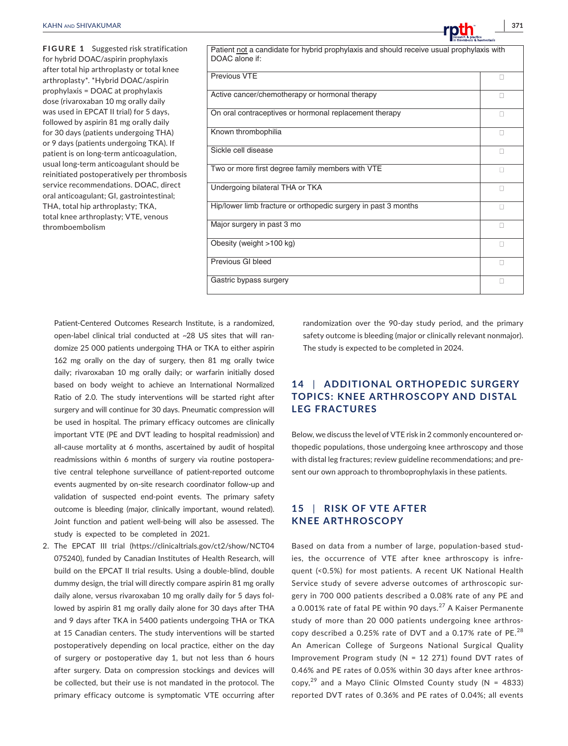**FIGURE 1** Suggested risk stratification for hybrid DOAC/aspirin prophylaxis after total hip arthroplasty or total knee arthroplasty*. *Hybrid DOAC/aspirin prophylaxis = DOAC at prophylaxis dose (rivaroxaban 10 mg orally daily was used in EPCAT II trial) for 5 days, followed by aspirin 81 mg orally daily for 30 days (patients undergoing THA) or 9 days (patients undergoing TKA). If patient is on long-term anticoagulation, usual long-term anticoagulant should be reinitiated postoperatively per thrombosis service recommendations. DOAC, direct oral anticoagulant; GI, gastrointestinal; THA, total hip arthroplasty; TKA, total knee arthroplasty; VTE, venous thromboembolism

| Patient <u>not</u> a candidate for hybrid prophylaxis and should receive usual prophylaxis with DOAC alone if: | |
|---|---|
| Previous VTE | ☐ |
| Active cancer/chemotherapy or hormonal therapy | ☐ |
| On oral contraceptives or hormonal replacement therapy | ☐ |
| Known thrombophilia | ☐ |
| Sickle cell disease | ☐ |
| Two or more first degree family members with VTE | ☐ |
| Undergoing bilateral THA or TKA | ☐ |
| Hip/lower limb fracture or orthopedic surgery in past 3 months | ☐ |
| Major surgery in past 3 mo | ☐ |
| Obesity (weight >100 kg) | ☐ |
| Previous GI bleed | ☐ |
| Gastric bypass surgery | ☐ |

Patient-Centered Outcomes Research Institute, is a randomized, open-label clinical trial conducted at ~28 US sites that will randomize 25 000 patients undergoing THA or TKA to either aspirin 162 mg orally on the day of surgery, then 81 mg orally twice daily; rivaroxaban 10 mg orally daily; or warfarin initially dosed based on body weight to achieve an International Normalized Ratio of 2.0. The study interventions will be started right after surgery and will continue for 30 days. Pneumatic compression will be used in hospital. The primary efficacy outcomes are clinically important VTE (PE and DVT leading to hospital readmission) and all-cause mortality at 6 months, ascertained by audit of hospital readmissions within 6 months of surgery via routine postoperative central telephone surveillance of patient-reported outcome events augmented by on-site research coordinator follow-up and validation of suspected end-point events. The primary safety outcome is bleeding (major, clinically important, wound related). Joint function and patient well-being will also be assessed. The study is expected to be completed in 2021.

2. The EPCAT III trial (https://clinicaltrials.gov/ct2/show/NCT04075240), funded by Canadian Institutes of Health Research, will build on the EPCAT II trial results. Using a double-blind, double dummy design, the trial will directly compare aspirin 81 mg orally daily alone, versus rivaroxaban 10 mg orally daily for 5 days followed by aspirin 81 mg orally daily alone for 30 days after THA and 9 days after TKA in 5400 patients undergoing THA or TKA at 15 Canadian centers. The study interventions will be started postoperatively depending on local practice, either on the day of surgery or postoperative day 1, but not less than 6 hours after surgery. Data on compression stockings and devices will be collected, but their use is not mandated in the protocol. The primary efficacy outcome is symptomatic VTE occurring after randomization over the 90-day study period, and the primary safety outcome is bleeding (major or clinically relevant nonmajor). The study is expected to be completed in 2024.

## 14 | ADDITIONAL ORTHOPEDIC SURGERY TOPICS: KNEE ARTHROSCOPY AND DISTAL LEG FRACTURES

Below, we discuss the level of VTE risk in 2 commonly encountered orthopedic populations, those undergoing knee arthroscopy and those with distal leg fractures; review guideline recommendations; and present our own approach to thromboprophylaxis in these patients.

## 15 | RISK OF VTE AFTER KNEE ARTHROSCOPY

Based on data from a number of large, population-based studies, the occurrence of VTE after knee arthroscopy is infrequent (<0.5%) for most patients. A recent UK National Health Service study of severe adverse outcomes of arthroscopic surgery in 700 000 patients described a 0.08% rate of any PE and a 0.001% rate of fatal PE within 90 days.[27] A Kaiser Permanente study of more than 20 000 patients undergoing knee arthroscopy described a 0.25% rate of DVT and a 0.17% rate of PE.[28] An American College of Surgeons National Surgical Quality Improvement Program study (N = 12 271) found DVT rates of 0.46% and PE rates of 0.05% within 30 days after knee arthroscopy,[29] and a Mayo Clinic Olmsted County study (N = 4833) reported DVT rates of 0.36% and PE rates of 0.04%; all events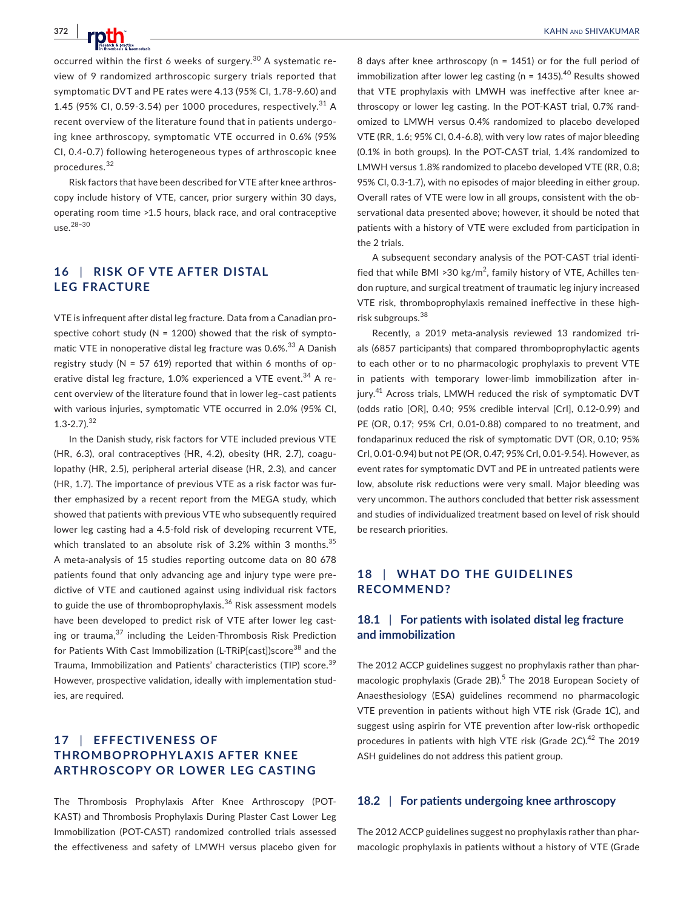occurred within the first 6 weeks of surgery.[30] A systematic review of 9 randomized arthroscopic surgery trials reported that symptomatic DVT and PE rates were 4.13 (95% CI, 1.78-9.60) and 1.45 (95% CI, 0.59-3.54) per 1000 procedures, respectively.[31] A recent overview of the literature found that in patients undergoing knee arthroscopy, symptomatic VTE occurred in 0.6% (95% CI, 0.4-0.7) following heterogeneous types of arthroscopic knee procedures.[32]

Risk factors that have been described for VTE after knee arthroscopy include history of VTE, cancer, prior surgery within 30 days, operating room time >1.5 hours, black race, and oral contraceptive use.[28–30]

## 16 | RISK OF VTE AFTER DISTAL LEG FRACTURE

VTE is infrequent after distal leg fracture. Data from a Canadian prospective cohort study (N = 1200) showed that the risk of symptomatic VTE in nonoperative distal leg fracture was 0.6%.[33] A Danish registry study (N = 57 619) reported that within 6 months of operative distal leg fracture, 1.0% experienced a VTE event.[34] A recent overview of the literature found that in lower leg–cast patients with various injuries, symptomatic VTE occurred in 2.0% (95% CI, 1.3-2.7).[32]

In the Danish study, risk factors for VTE included previous VTE (HR, 6.3), oral contraceptives (HR, 4.2), obesity (HR, 2.7), coagulopathy (HR, 2.5), peripheral arterial disease (HR, 2.3), and cancer (HR, 1.7). The importance of previous VTE as a risk factor was further emphasized by a recent report from the MEGA study, which showed that patients with previous VTE who subsequently required lower leg casting had a 4.5-fold risk of developing recurrent VTE, which translated to an absolute risk of 3.2% within 3 months.[35] A meta-analysis of 15 studies reporting outcome data on 80 678 patients found that only advancing age and injury type were predictive of VTE and cautioned against using individual risk factors to guide the use of thromboprophylaxis.[36] Risk assessment models have been developed to predict risk of VTE after lower leg casting or trauma,[37] including the Leiden-Thrombosis Risk Prediction for Patients With Cast Immobilization (L-TRiP[cast])score[38] and the Trauma, Immobilization and Patients' characteristics (TIP) score.[39] However, prospective validation, ideally with implementation studies, are required.

## 17 | EFFECTIVENESS OF THROMBOPROPHYLAXIS AFTER KNEE ARTHROSCOPY OR LOWER LEG CASTING

The Thrombosis Prophylaxis After Knee Arthroscopy (POT-KAST) and Thrombosis Prophylaxis During Plaster Cast Lower Leg Immobilization (POT-CAST) randomized controlled trials assessed the effectiveness and safety of LMWH versus placebo given for 8 days after knee arthroscopy (n = 1451) or for the full period of immobilization after lower leg casting (n = 1435).[40] Results showed that VTE prophylaxis with LMWH was ineffective after knee arthroscopy or lower leg casting. In the POT-KAST trial, 0.7% randomized to LMWH versus 0.4% randomized to placebo developed VTE (RR, 1.6; 95% CI, 0.4-6.8), with very low rates of major bleeding (0.1% in both groups). In the POT-CAST trial, 1.4% randomized to LMWH versus 1.8% randomized to placebo developed VTE (RR, 0.8; 95% CI, 0.3-1.7), with no episodes of major bleeding in either group. Overall rates of VTE were low in all groups, consistent with the observational data presented above; however, it should be noted that patients with a history of VTE were excluded from participation in the 2 trials.

A subsequent secondary analysis of the POT-CAST trial identified that while BMI >30 kg/m$^2$, family history of VTE, Achilles tendon rupture, and surgical treatment of traumatic leg injury increased VTE risk, thromboprophylaxis remained ineffective in these high-risk subgroups.[38]

Recently, a 2019 meta-analysis reviewed 13 randomized trials (6857 participants) that compared thromboprophylactic agents to each other or to no pharmacologic prophylaxis to prevent VTE in patients with temporary lower-limb immobilization after injury.[41] Across trials, LMWH reduced the risk of symptomatic DVT (odds ratio [OR], 0.40; 95% credible interval [CrI], 0.12-0.99) and PE (OR, 0.17; 95% CrI, 0.01-0.88) compared to no treatment, and fondaparinux reduced the risk of symptomatic DVT (OR, 0.10; 95% CrI, 0.01-0.94) but not PE (OR, 0.47; 95% CrI, 0.01-9.54). However, as event rates for symptomatic DVT and PE in untreated patients were low, absolute risk reductions were very small. Major bleeding was very uncommon. The authors concluded that better risk assessment and studies of individualized treatment based on level of risk should be research priorities.

## 18 | WHAT DO THE GUIDELINES RECOMMEND?

### 18.1 | For patients with isolated distal leg fracture and immobilization

The 2012 ACCP guidelines suggest no prophylaxis rather than pharmacologic prophylaxis (Grade 2B).[5] The 2018 European Society of Anaesthesiology (ESA) guidelines recommend no pharmacologic VTE prevention in patients without high VTE risk (Grade 1C), and suggest using aspirin for VTE prevention after low-risk orthopedic procedures in patients with high VTE risk (Grade 2C).[42] The 2019 ASH guidelines do not address this patient group.

### 18.2 | For patients undergoing knee arthroscopy

The 2012 ACCP guidelines suggest no prophylaxis rather than pharmacologic prophylaxis in patients without a history of VTE (Grade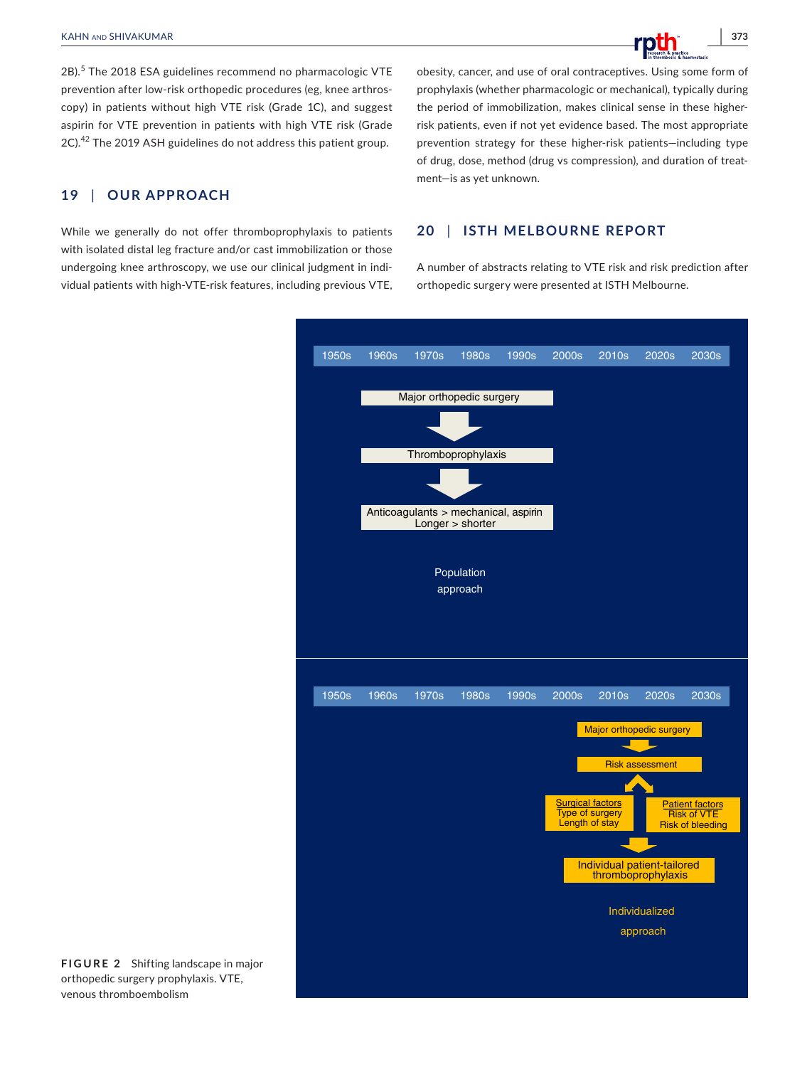2B).[5] The 2018 ESA guidelines recommend no pharmacologic VTE prevention after low-risk orthopedic procedures (eg, knee arthroscopy) in patients without high VTE risk (Grade 1C), and suggest aspirin for VTE prevention in patients with high VTE risk (Grade 2C).[42] The 2019 ASH guidelines do not address this patient group.

## 19 | OUR APPROACH

While we generally do not offer thromboprophylaxis to patients with isolated distal leg fracture and/or cast immobilization or those undergoing knee arthroscopy, we use our clinical judgment in individual patients with high-VTE-risk features, including previous VTE, obesity, cancer, and use of oral contraceptives. Using some form of prophylaxis (whether pharmacologic or mechanical), typically during the period of immobilization, makes clinical sense in these higher-risk patients, even if not yet evidence based. The most appropriate prevention strategy for these higher-risk patients—including type of drug, dose, method (drug vs compression), and duration of treatment—is as yet unknown.

## 20 | ISTH MELBOURNE REPORT

A number of abstracts relating to VTE risk and risk prediction after orthopedic surgery were presented at ISTH Melbourne.

1950s 1960s 1970s 1980s 1990s 2000s 2010s 2020s 2030s

Major orthopedic surgery → Thromboprophylaxis → Anticoagulants > mechanical, aspirin; Longer > shorter

Population approach

1950s 1960s 1970s 1980s 1990s 2000s 2010s 2020s 2030s

Major orthopedic surgery → Risk assessment → Surgical factors (Type of surgery, Length of stay) / Patient factors (Risk of VTE, Risk of bleeding) → Individual patient-tailored thromboprophylaxis

Individualized approach

**FIGURE 2** Shifting landscape in major orthopedic surgery prophylaxis. VTE, venous thromboembolism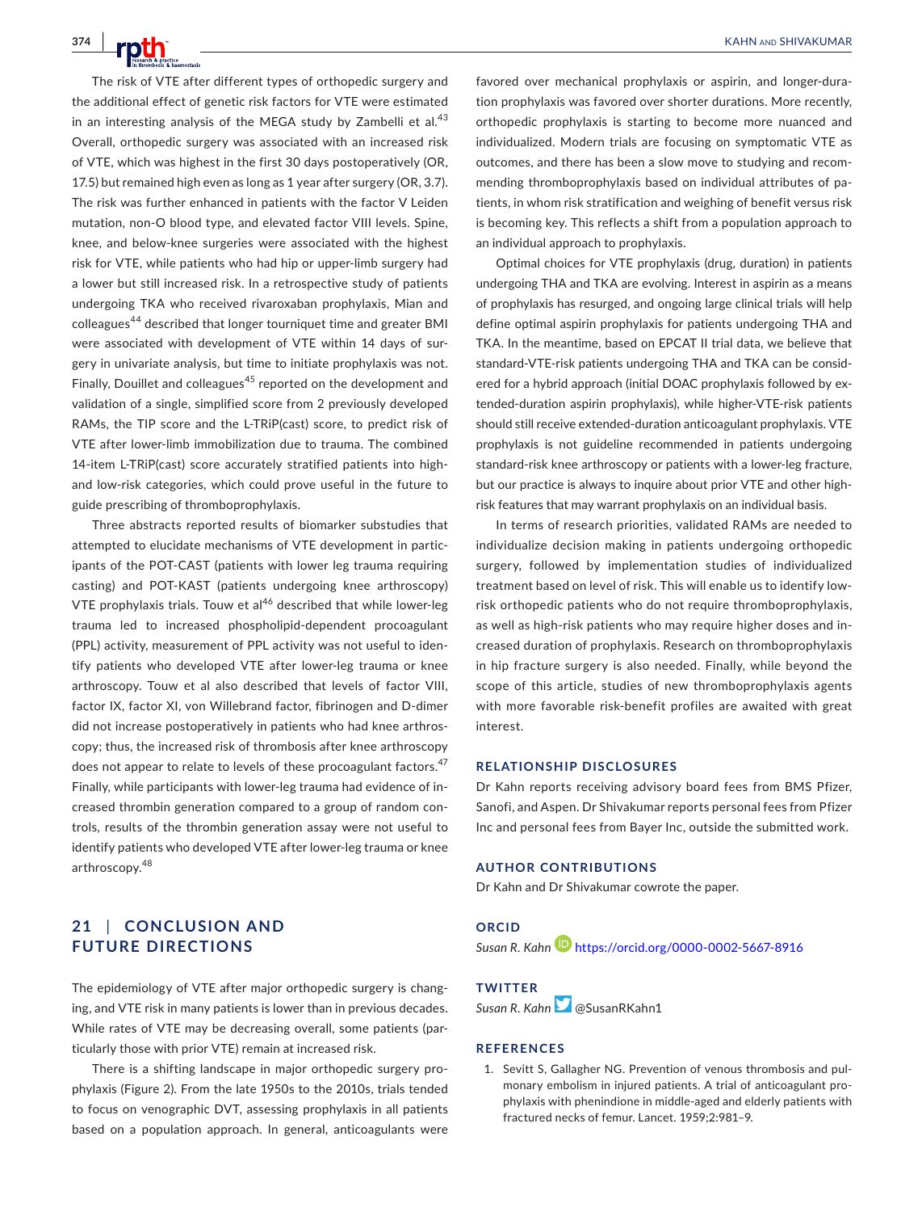The risk of VTE after different types of orthopedic surgery and the additional effect of genetic risk factors for VTE were estimated in an interesting analysis of the MEGA study by Zambelli et al.[43] Overall, orthopedic surgery was associated with an increased risk of VTE, which was highest in the first 30 days postoperatively (OR, 17.5) but remained high even as long as 1 year after surgery (OR, 3.7). The risk was further enhanced in patients with the factor V Leiden mutation, non-O blood type, and elevated factor VIII levels. Spine, knee, and below-knee surgeries were associated with the highest risk for VTE, while patients who had hip or upper-limb surgery had a lower but still increased risk. In a retrospective study of patients undergoing TKA who received rivaroxaban prophylaxis, Mian and colleagues[44] described that longer tourniquet time and greater BMI were associated with development of VTE within 14 days of surgery in univariate analysis, but time to initiate prophylaxis was not. Finally, Douillet and colleagues[45] reported on the development and validation of a single, simplified score from 2 previously developed RAMs, the TIP score and the L-TRiP(cast) score, to predict risk of VTE after lower-limb immobilization due to trauma. The combined 14-item L-TRiP(cast) score accurately stratified patients into high- and low-risk categories, which could prove useful in the future to guide prescribing of thromboprophylaxis.

Three abstracts reported results of biomarker substudies that attempted to elucidate mechanisms of VTE development in participants of the POT-CAST (patients with lower leg trauma requiring casting) and POT-KAST (patients undergoing knee arthroscopy) VTE prophylaxis trials. Touw et al[46] described that while lower-leg trauma led to increased phospholipid-dependent procoagulant (PPL) activity, measurement of PPL activity was not useful to identify patients who developed VTE after lower-leg trauma or knee arthroscopy. Touw et al also described that levels of factor VIII, factor IX, factor XI, von Willebrand factor, fibrinogen and D-dimer did not increase postoperatively in patients who had knee arthroscopy; thus, the increased risk of thrombosis after knee arthroscopy does not appear to relate to levels of these procoagulant factors.[47] Finally, while participants with lower-leg trauma had evidence of increased thrombin generation compared to a group of random controls, results of the thrombin generation assay were not useful to identify patients who developed VTE after lower-leg trauma or knee arthroscopy.[48]

## 21 | CONCLUSION AND FUTURE DIRECTIONS

The epidemiology of VTE after major orthopedic surgery is changing, and VTE risk in many patients is lower than in previous decades. While rates of VTE may be decreasing overall, some patients (particularly those with prior VTE) remain at increased risk.

There is a shifting landscape in major orthopedic surgery prophylaxis (Figure 2). From the late 1950s to the 2010s, trials tended to focus on venographic DVT, assessing prophylaxis in all patients based on a population approach. In general, anticoagulants were favored over mechanical prophylaxis or aspirin, and longer-duration prophylaxis was favored over shorter durations. More recently, orthopedic prophylaxis is starting to become more nuanced and individualized. Modern trials are focusing on symptomatic VTE as outcomes, and there has been a slow move to studying and recommending thromboprophylaxis based on individual attributes of patients, in whom risk stratification and weighing of benefit versus risk is becoming key. This reflects a shift from a population approach to an individual approach to prophylaxis.

Optimal choices for VTE prophylaxis (drug, duration) in patients undergoing THA and TKA are evolving. Interest in aspirin as a means of prophylaxis has resurged, and ongoing large clinical trials will help define optimal aspirin prophylaxis for patients undergoing THA and TKA. In the meantime, based on EPCAT II trial data, we believe that standard-VTE-risk patients undergoing THA and TKA can be considered for a hybrid approach (initial DOAC prophylaxis followed by extended-duration aspirin prophylaxis), while higher-VTE-risk patients should still receive extended-duration anticoagulant prophylaxis. VTE prophylaxis is not guideline recommended in patients undergoing standard-risk knee arthroscopy or patients with a lower-leg fracture, but our practice is always to inquire about prior VTE and other high-risk features that may warrant prophylaxis on an individual basis.

In terms of research priorities, validated RAMs are needed to individualize decision making in patients undergoing orthopedic surgery, followed by implementation studies of individualized treatment based on level of risk. This will enable us to identify low-risk orthopedic patients who do not require thromboprophylaxis, as well as high-risk patients who may require higher doses and increased duration of prophylaxis. Research on thromboprophylaxis in hip fracture surgery is also needed. Finally, while beyond the scope of this article, studies of new thromboprophylaxis agents with more favorable risk-benefit profiles are awaited with great interest.

### RELATIONSHIP DISCLOSURES

Dr Kahn reports receiving advisory board fees from BMS Pfizer, Sanofi, and Aspen. Dr Shivakumar reports personal fees from Pfizer Inc and personal fees from Bayer Inc, outside the submitted work.

### AUTHOR CONTRIBUTIONS

Dr Kahn and Dr Shivakumar cowrote the paper.

### ORCID

*Susan R. Kahn* https://orcid.org/0000-0002-5667-8916

### TWITTER

*Susan R. Kahn* @SusanRKahn1

### REFERENCES

1. Sevitt S, Gallagher NG. Prevention of venous thrombosis and pulmonary embolism in injured patients. A trial of anticoagulant prophylaxis with phenindione in middle-aged and elderly patients with fractured necks of femur. Lancet. 1959;2:981–9.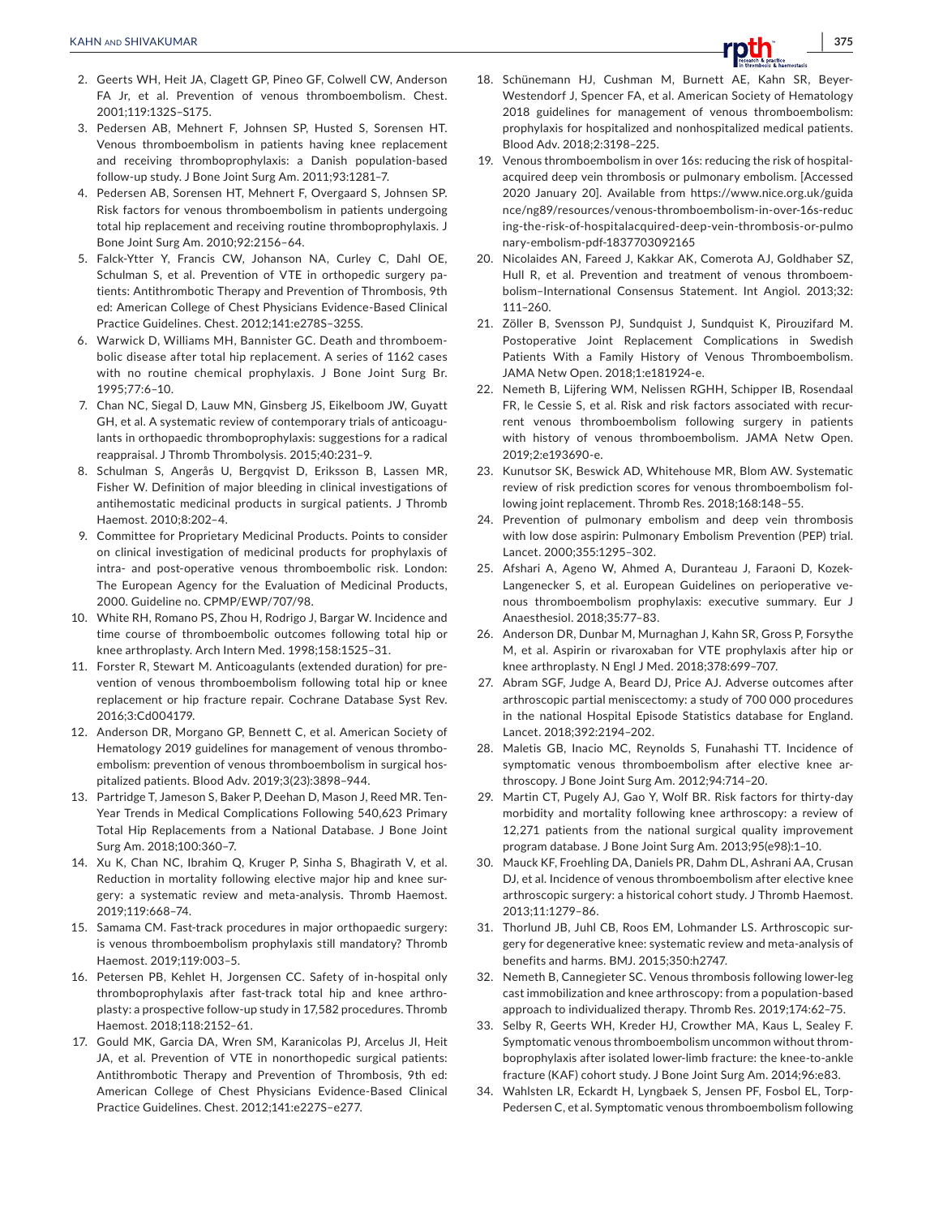2. Geerts WH, Heit JA, Clagett GP, Pineo GF, Colwell CW, Anderson FA Jr, et al. Prevention of venous thromboembolism. Chest. 2001;119:132S–S175.
3. Pedersen AB, Mehnert F, Johnsen SP, Husted S, Sorensen HT. Venous thromboembolism in patients having knee replacement and receiving thromboprophylaxis: a Danish population-based follow-up study. J Bone Joint Surg Am. 2011;93:1281–7.
4. Pedersen AB, Sorensen HT, Mehnert F, Overgaard S, Johnsen SP. Risk factors for venous thromboembolism in patients undergoing total hip replacement and receiving routine thromboprophylaxis. J Bone Joint Surg Am. 2010;92:2156–64.
5. Falck-Ytter Y, Francis CW, Johanson NA, Curley C, Dahl OE, Schulman S, et al. Prevention of VTE in orthopedic surgery patients: Antithrombotic Therapy and Prevention of Thrombosis, 9th ed: American College of Chest Physicians Evidence-Based Clinical Practice Guidelines. Chest. 2012;141:e278S–325S.
6. Warwick D, Williams MH, Bannister GC. Death and thromboembolic disease after total hip replacement. A series of 1162 cases with no routine chemical prophylaxis. J Bone Joint Surg Br. 1995;77:6–10.
7. Chan NC, Siegal D, Lauw MN, Ginsberg JS, Eikelboom JW, Guyatt GH, et al. A systematic review of contemporary trials of anticoagulants in orthopaedic thromboprophylaxis: suggestions for a radical reappraisal. J Thromb Thrombolysis. 2015;40:231–9.
8. Schulman S, Angerås U, Bergqvist D, Eriksson B, Lassen MR, Fisher W. Definition of major bleeding in clinical investigations of antihemostatic medicinal products in surgical patients. J Thromb Haemost. 2010;8:202–4.
9. Committee for Proprietary Medicinal Products. Points to consider on clinical investigation of medicinal products for prophylaxis of intra- and post-operative venous thromboembolic risk. London: The European Agency for the Evaluation of Medicinal Products, 2000. Guideline no. CPMP/EWP/707/98.
10. White RH, Romano PS, Zhou H, Rodrigo J, Bargar W. Incidence and time course of thromboembolic outcomes following total hip or knee arthroplasty. Arch Intern Med. 1998;158:1525–31.
11. Forster R, Stewart M. Anticoagulants (extended duration) for prevention of venous thromboembolism following total hip or knee replacement or hip fracture repair. Cochrane Database Syst Rev. 2016;3:Cd004179.
12. Anderson DR, Morgano GP, Bennett C, et al. American Society of Hematology 2019 guidelines for management of venous thromboembolism: prevention of venous thromboembolism in surgical hospitalized patients. Blood Adv. 2019;3(23):3898–944.
13. Partridge T, Jameson S, Baker P, Deehan D, Mason J, Reed MR. Ten-Year Trends in Medical Complications Following 540,623 Primary Total Hip Replacements from a National Database. J Bone Joint Surg Am. 2018;100:360–7.
14. Xu K, Chan NC, Ibrahim Q, Kruger P, Sinha S, Bhagirath V, et al. Reduction in mortality following elective major hip and knee surgery: a systematic review and meta-analysis. Thromb Haemost. 2019;119:668–74.
15. Samama CM. Fast-track procedures in major orthopaedic surgery: is venous thromboembolism prophylaxis still mandatory? Thromb Haemost. 2019;119:003–5.
16. Petersen PB, Kehlet H, Jorgensen CC. Safety of in-hospital only thromboprophylaxis after fast-track total hip and knee arthroplasty: a prospective follow-up study in 17,582 procedures. Thromb Haemost. 2018;118:2152–61.
17. Gould MK, Garcia DA, Wren SM, Karanicolas PJ, Arcelus JI, Heit JA, et al. Prevention of VTE in nonorthopedic surgical patients: Antithrombotic Therapy and Prevention of Thrombosis, 9th ed: American College of Chest Physicians Evidence-Based Clinical Practice Guidelines. Chest. 2012;141:e227S–e277.
18. Schünemann HJ, Cushman M, Burnett AE, Kahn SR, Beyer-Westendorf J, Spencer FA, et al. American Society of Hematology 2018 guidelines for management of venous thromboembolism: prophylaxis for hospitalized and nonhospitalized medical patients. Blood Adv. 2018;2:3198–225.
19. Venous thromboembolism in over 16s: reducing the risk of hospital-acquired deep vein thrombosis or pulmonary embolism. [Accessed 2020 January 20]. Available from https://www.nice.org.uk/guidance/ng89/resources/venous-thromboembolism-in-over-16s-reducing-the-risk-of-hospitalacquired-deep-vein-thrombosis-or-pulmonary-embolism-pdf-1837703092165
20. Nicolaides AN, Fareed J, Kakkar AK, Comerota AJ, Goldhaber SZ, Hull R, et al. Prevention and treatment of venous thromboembolism–International Consensus Statement. Int Angiol. 2013;32:111–260.
21. Zöller B, Svensson PJ, Sundquist J, Sundquist K, Pirouzifard M. Postoperative Joint Replacement Complications in Swedish Patients With a Family History of Venous Thromboembolism. JAMA Netw Open. 2018;1:e181924-e.
22. Nemeth B, Lijfering WM, Nelissen RGHH, Schipper IB, Rosendaal FR, le Cessie S, et al. Risk and risk factors associated with recurrent venous thromboembolism following surgery in patients with history of venous thromboembolism. JAMA Netw Open. 2019;2:e193690-e.
23. Kunutsor SK, Beswick AD, Whitehouse MR, Blom AW. Systematic review of risk prediction scores for venous thromboembolism following joint replacement. Thromb Res. 2018;168:148–55.
24. Prevention of pulmonary embolism and deep vein thrombosis with low dose aspirin: Pulmonary Embolism Prevention (PEP) trial. Lancet. 2000;355:1295–302.
25. Afshari A, Ageno W, Ahmed A, Duranteau J, Faraoni D, Kozek-Langenecker S, et al. European Guidelines on perioperative venous thromboembolism prophylaxis: executive summary. Eur J Anaesthesiol. 2018;35:77–83.
26. Anderson DR, Dunbar M, Murnaghan J, Kahn SR, Gross P, Forsythe M, et al. Aspirin or rivaroxaban for VTE prophylaxis after hip or knee arthroplasty. N Engl J Med. 2018;378:699–707.
27. Abram SGF, Judge A, Beard DJ, Price AJ. Adverse outcomes after arthroscopic partial meniscectomy: a study of 700 000 procedures in the national Hospital Episode Statistics database for England. Lancet. 2018;392:2194–202.
28. Maletis GB, Inacio MC, Reynolds S, Funahashi TT. Incidence of symptomatic venous thromboembolism after elective knee arthroscopy. J Bone Joint Surg Am. 2012;94:714–20.
29. Martin CT, Pugely AJ, Gao Y, Wolf BR. Risk factors for thirty-day morbidity and mortality following knee arthroscopy: a review of 12,271 patients from the national surgical quality improvement program database. J Bone Joint Surg Am. 2013;95(e98):1–10.
30. Mauck KF, Froehling DA, Daniels PR, Dahm DL, Ashrani AA, Crusan DJ, et al. Incidence of venous thromboembolism after elective knee arthroscopic surgery: a historical cohort study. J Thromb Haemost. 2013;11:1279–86.
31. Thorlund JB, Juhl CB, Roos EM, Lohmander LS. Arthroscopic surgery for degenerative knee: systematic review and meta-analysis of benefits and harms. BMJ. 2015;350:h2747.
32. Nemeth B, Cannegieter SC. Venous thrombosis following lower-leg cast immobilization and knee arthroscopy: from a population-based approach to individualized therapy. Thromb Res. 2019;174:62–75.
33. Selby R, Geerts WH, Kreder HJ, Crowther MA, Kaus L, Sealey F. Symptomatic venous thromboembolism uncommon without thromboprophylaxis after isolated lower-limb fracture: the knee-to-ankle fracture (KAF) cohort study. J Bone Joint Surg Am. 2014;96:e83.
34. Wahlsten LR, Eckardt H, Lyngbaek S, Jensen PF, Fosbol EL, Torp-Pedersen C, et al. Symptomatic venous thromboembolism following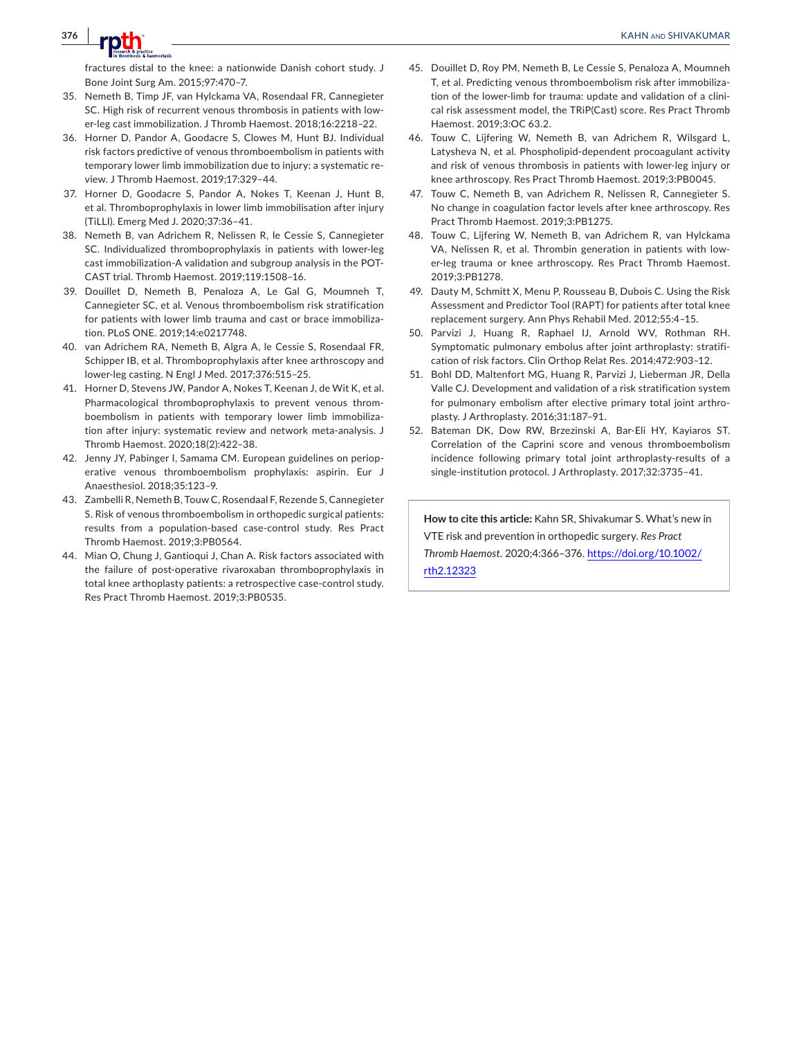fractures distal to the knee: a nationwide Danish cohort study. J Bone Joint Surg Am. 2015;97:470–7.

35. Nemeth B, Timp JF, van Hylckama VA, Rosendaal FR, Cannegieter SC. High risk of recurrent venous thrombosis in patients with lower-leg cast immobilization. J Thromb Haemost. 2018;16:2218–22.
36. Horner D, Pandor A, Goodacre S, Clowes M, Hunt BJ. Individual risk factors predictive of venous thromboembolism in patients with temporary lower limb immobilization due to injury: a systematic review. J Thromb Haemost. 2019;17:329–44.
37. Horner D, Goodacre S, Pandor A, Nokes T, Keenan J, Hunt B, et al. Thromboprophylaxis in lower limb immobilisation after injury (TiLLI). Emerg Med J. 2020;37:36–41.
38. Nemeth B, van Adrichem R, Nelissen R, le Cessie S, Cannegieter SC. Individualized thromboprophylaxis in patients with lower-leg cast immobilization-A validation and subgroup analysis in the POT-CAST trial. Thromb Haemost. 2019;119:1508–16.
39. Douillet D, Nemeth B, Penaloza A, Le Gal G, Moumneh T, Cannegieter SC, et al. Venous thromboembolism risk stratification for patients with lower limb trauma and cast or brace immobilization. PLoS ONE. 2019;14:e0217748.
40. van Adrichem RA, Nemeth B, Algra A, le Cessie S, Rosendaal FR, Schipper IB, et al. Thromboprophylaxis after knee arthroscopy and lower-leg casting. N Engl J Med. 2017;376:515–25.
41. Horner D, Stevens JW, Pandor A, Nokes T, Keenan J, de Wit K, et al. Pharmacological thromboprophylaxis to prevent venous thromboembolism in patients with temporary lower limb immobilization after injury: systematic review and network meta-analysis. J Thromb Haemost. 2020;18(2):422–38.
42. Jenny JY, Pabinger I, Samama CM. European guidelines on perioperative venous thromboembolism prophylaxis: aspirin. Eur J Anaesthesiol. 2018;35:123–9.
43. Zambelli R, Nemeth B, Touw C, Rosendaal F, Rezende S, Cannegieter S. Risk of venous thromboembolism in orthopedic surgical patients: results from a population-based case-control study. Res Pract Thromb Haemost. 2019;3:PB0564.
44. Mian O, Chung J, Gantioqui J, Chan A. Risk factors associated with the failure of post-operative rivaroxaban thromboprophylaxis in total knee arthoplasty patients: a retrospective case-control study. Res Pract Thromb Haemost. 2019;3:PB0535.
45. Douillet D, Roy PM, Nemeth B, Le Cessie S, Penaloza A, Moumneh T, et al. Predicting venous thromboembolism risk after immobilization of the lower-limb for trauma: update and validation of a clinical risk assessment model, the TRiP(Cast) score. Res Pract Thromb Haemost. 2019;3:OC 63.2.
46. Touw C, Lijfering W, Nemeth B, van Adrichem R, Wilsgard L, Latysheva N, et al. Phospholipid-dependent procoagulant activity and risk of venous thrombosis in patients with lower-leg injury or knee arthroscopy. Res Pract Thromb Haemost. 2019;3:PB0045.
47. Touw C, Nemeth B, van Adrichem R, Nelissen R, Cannegieter S. No change in coagulation factor levels after knee arthroscopy. Res Pract Thromb Haemost. 2019;3:PB1275.
48. Touw C, Lijfering W, Nemeth B, van Adrichem R, van Hylckama VA, Nelissen R, et al. Thrombin generation in patients with lower-leg trauma or knee arthroscopy. Res Pract Thromb Haemost. 2019;3:PB1278.
49. Dauty M, Schmitt X, Menu P, Rousseau B, Dubois C. Using the Risk Assessment and Predictor Tool (RAPT) for patients after total knee replacement surgery. Ann Phys Rehabil Med. 2012;55:4–15.
50. Parvizi J, Huang R, Raphael IJ, Arnold WV, Rothman RH. Symptomatic pulmonary embolus after joint arthroplasty: stratification of risk factors. Clin Orthop Relat Res. 2014;472:903–12.
51. Bohl DD, Maltenfort MG, Huang R, Parvizi J, Lieberman JR, Della Valle CJ. Development and validation of a risk stratification system for pulmonary embolism after elective primary total joint arthroplasty. J Arthroplasty. 2016;31:187–91.
52. Bateman DK, Dow RW, Brzezinski A, Bar-Eli HY, Kayiaros ST. Correlation of the Caprini score and venous thromboembolism incidence following primary total joint arthroplasty-results of a single-institution protocol. J Arthroplasty. 2017;32:3735–41.

**How to cite this article:** Kahn SR, Shivakumar S. What's new in VTE risk and prevention in orthopedic surgery. *Res Pract Thromb Haemost*. 2020;4:366–376. https://doi.org/10.1002/rth2.12323